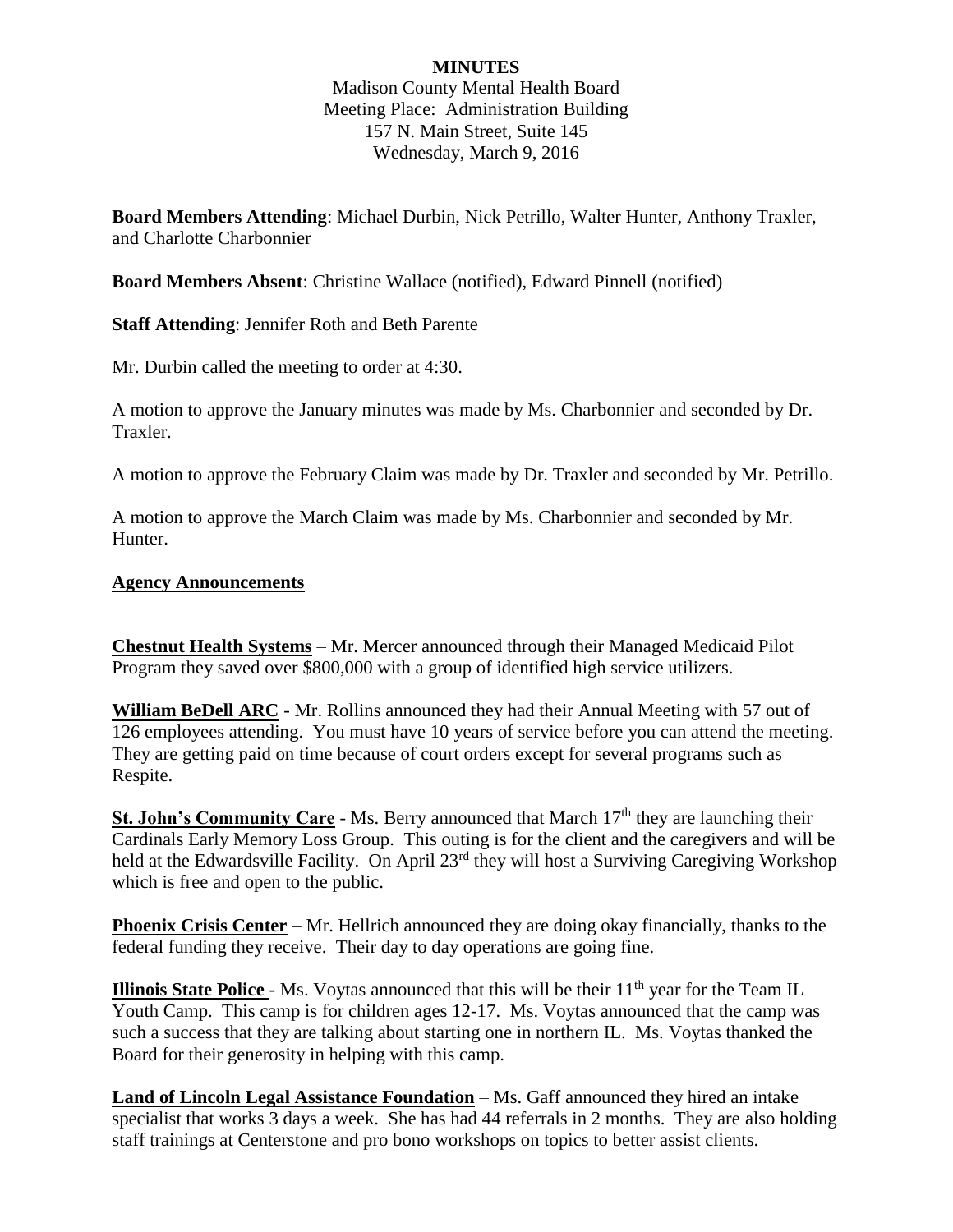**MINUTES**

Madison County Mental Health Board
Meeting Place: Administration Building
157 N. Main Street, Suite 145
Wednesday, March 9, 2016

**Board Members Attending**: Michael Durbin, Nick Petrillo, Walter Hunter, Anthony Traxler, and Charlotte Charbonnier

**Board Members Absent**: Christine Wallace (notified), Edward Pinnell (notified)

**Staff Attending**: Jennifer Roth and Beth Parente

Mr. Durbin called the meeting to order at 4:30.

A motion to approve the January minutes was made by Ms. Charbonnier and seconded by Dr. Traxler.

A motion to approve the February Claim was made by Dr. Traxler and seconded by Mr. Petrillo.

A motion to approve the March Claim was made by Ms. Charbonnier and seconded by Mr. Hunter.

**Agency Announcements**

**Chestnut Health Systems** – Mr. Mercer announced through their Managed Medicaid Pilot Program they saved over $800,000 with a group of identified high service utilizers.

**William BeDell ARC** - Mr. Rollins announced they had their Annual Meeting with 57 out of 126 employees attending. You must have 10 years of service before you can attend the meeting. They are getting paid on time because of court orders except for several programs such as Respite.

**St. John's Community Care** - Ms. Berry announced that March 17th they are launching their Cardinals Early Memory Loss Group. This outing is for the client and the caregivers and will be held at the Edwardsville Facility. On April 23rd they will host a Surviving Caregiving Workshop which is free and open to the public.

**Phoenix Crisis Center** – Mr. Hellrich announced they are doing okay financially, thanks to the federal funding they receive. Their day to day operations are going fine.

**Illinois State Police** - Ms. Voytas announced that this will be their 11th year for the Team IL Youth Camp. This camp is for children ages 12-17. Ms. Voytas announced that the camp was such a success that they are talking about starting one in northern IL. Ms. Voytas thanked the Board for their generosity in helping with this camp.

**Land of Lincoln Legal Assistance Foundation** – Ms. Gaff announced they hired an intake specialist that works 3 days a week. She has had 44 referrals in 2 months. They are also holding staff trainings at Centerstone and pro bono workshops on topics to better assist clients.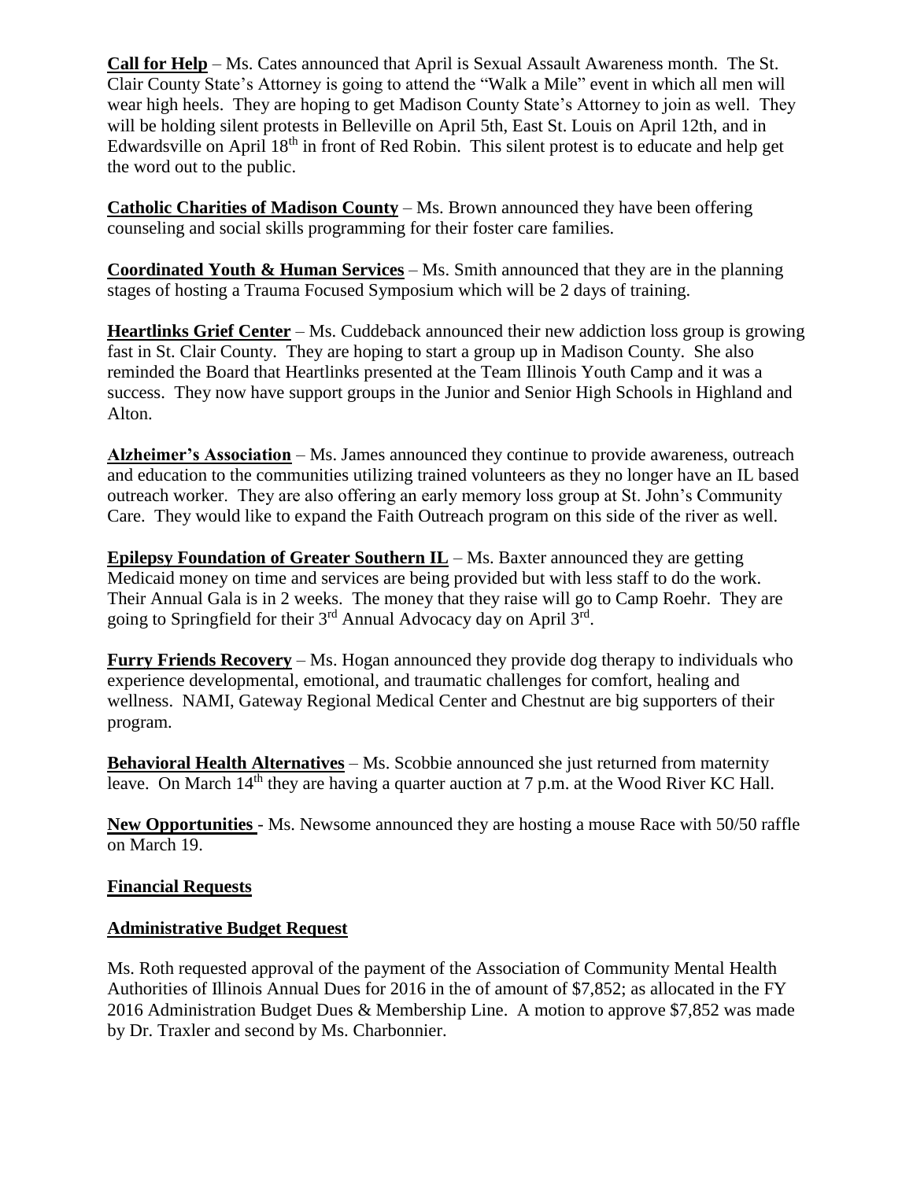**Call for Help** – Ms. Cates announced that April is Sexual Assault Awareness month. The St. Clair County State's Attorney is going to attend the "Walk a Mile" event in which all men will wear high heels. They are hoping to get Madison County State's Attorney to join as well. They will be holding silent protests in Belleville on April 5th, East St. Louis on April 12th, and in Edwardsville on April 18th in front of Red Robin. This silent protest is to educate and help get the word out to the public.

**Catholic Charities of Madison County** – Ms. Brown announced they have been offering counseling and social skills programming for their foster care families.

**Coordinated Youth & Human Services** – Ms. Smith announced that they are in the planning stages of hosting a Trauma Focused Symposium which will be 2 days of training.

**Heartlinks Grief Center** – Ms. Cuddeback announced their new addiction loss group is growing fast in St. Clair County. They are hoping to start a group up in Madison County. She also reminded the Board that Heartlinks presented at the Team Illinois Youth Camp and it was a success. They now have support groups in the Junior and Senior High Schools in Highland and Alton.

**Alzheimer's Association** – Ms. James announced they continue to provide awareness, outreach and education to the communities utilizing trained volunteers as they no longer have an IL based outreach worker. They are also offering an early memory loss group at St. John's Community Care. They would like to expand the Faith Outreach program on this side of the river as well.

**Epilepsy Foundation of Greater Southern IL** – Ms. Baxter announced they are getting Medicaid money on time and services are being provided but with less staff to do the work. Their Annual Gala is in 2 weeks. The money that they raise will go to Camp Roehr. They are going to Springfield for their 3rd Annual Advocacy day on April 3rd.

**Furry Friends Recovery** – Ms. Hogan announced they provide dog therapy to individuals who experience developmental, emotional, and traumatic challenges for comfort, healing and wellness. NAMI, Gateway Regional Medical Center and Chestnut are big supporters of their program.

**Behavioral Health Alternatives** – Ms. Scobbie announced she just returned from maternity leave. On March 14th they are having a quarter auction at 7 p.m. at the Wood River KC Hall.

**New Opportunities** - Ms. Newsome announced they are hosting a mouse Race with 50/50 raffle on March 19.

## Financial Requests

### Administrative Budget Request

Ms. Roth requested approval of the payment of the Association of Community Mental Health Authorities of Illinois Annual Dues for 2016 in the of amount of $7,852; as allocated in the FY 2016 Administration Budget Dues & Membership Line. A motion to approve $7,852 was made by Dr. Traxler and second by Ms. Charbonnier.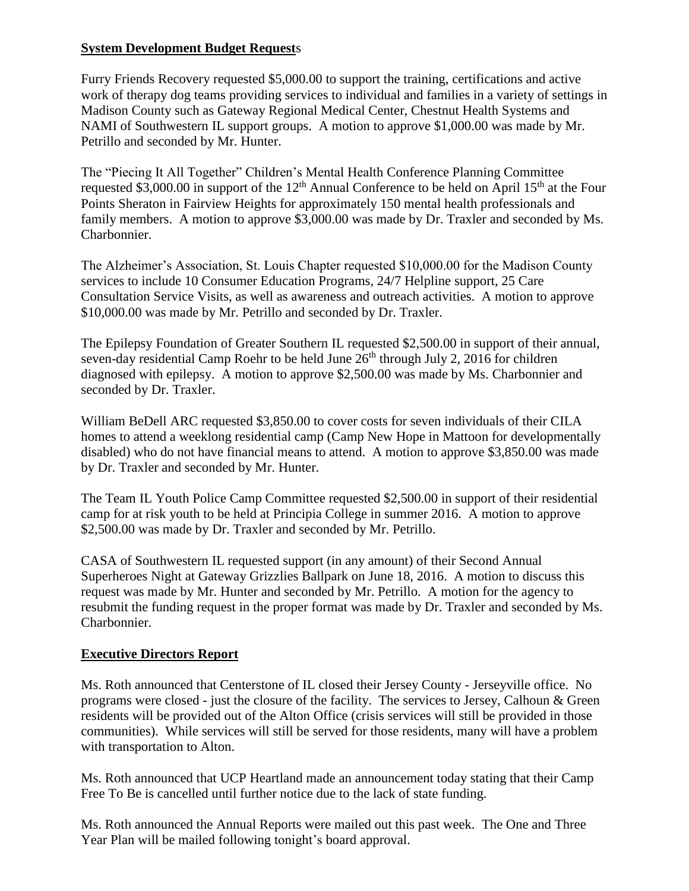**System Development Budget Requests**

Furry Friends Recovery requested $5,000.00 to support the training, certifications and active work of therapy dog teams providing services to individual and families in a variety of settings in Madison County such as Gateway Regional Medical Center, Chestnut Health Systems and NAMI of Southwestern IL support groups. A motion to approve $1,000.00 was made by Mr. Petrillo and seconded by Mr. Hunter.

The "Piecing It All Together" Children's Mental Health Conference Planning Committee requested $3,000.00 in support of the 12th Annual Conference to be held on April 15th at the Four Points Sheraton in Fairview Heights for approximately 150 mental health professionals and family members. A motion to approve $3,000.00 was made by Dr. Traxler and seconded by Ms. Charbonnier.

The Alzheimer's Association, St. Louis Chapter requested $10,000.00 for the Madison County services to include 10 Consumer Education Programs, 24/7 Helpline support, 25 Care Consultation Service Visits, as well as awareness and outreach activities. A motion to approve $10,000.00 was made by Mr. Petrillo and seconded by Dr. Traxler.

The Epilepsy Foundation of Greater Southern IL requested $2,500.00 in support of their annual, seven-day residential Camp Roehr to be held June 26th through July 2, 2016 for children diagnosed with epilepsy. A motion to approve $2,500.00 was made by Ms. Charbonnier and seconded by Dr. Traxler.

William BeDell ARC requested $3,850.00 to cover costs for seven individuals of their CILA homes to attend a weeklong residential camp (Camp New Hope in Mattoon for developmentally disabled) who do not have financial means to attend. A motion to approve $3,850.00 was made by Dr. Traxler and seconded by Mr. Hunter.

The Team IL Youth Police Camp Committee requested $2,500.00 in support of their residential camp for at risk youth to be held at Principia College in summer 2016. A motion to approve $2,500.00 was made by Dr. Traxler and seconded by Mr. Petrillo.

CASA of Southwestern IL requested support (in any amount) of their Second Annual Superheroes Night at Gateway Grizzlies Ballpark on June 18, 2016. A motion to discuss this request was made by Mr. Hunter and seconded by Mr. Petrillo. A motion for the agency to resubmit the funding request in the proper format was made by Dr. Traxler and seconded by Ms. Charbonnier.

**Executive Directors Report**

Ms. Roth announced that Centerstone of IL closed their Jersey County - Jerseyville office. No programs were closed - just the closure of the facility. The services to Jersey, Calhoun & Green residents will be provided out of the Alton Office (crisis services will still be provided in those communities). While services will still be served for those residents, many will have a problem with transportation to Alton.

Ms. Roth announced that UCP Heartland made an announcement today stating that their Camp Free To Be is cancelled until further notice due to the lack of state funding.

Ms. Roth announced the Annual Reports were mailed out this past week. The One and Three Year Plan will be mailed following tonight's board approval.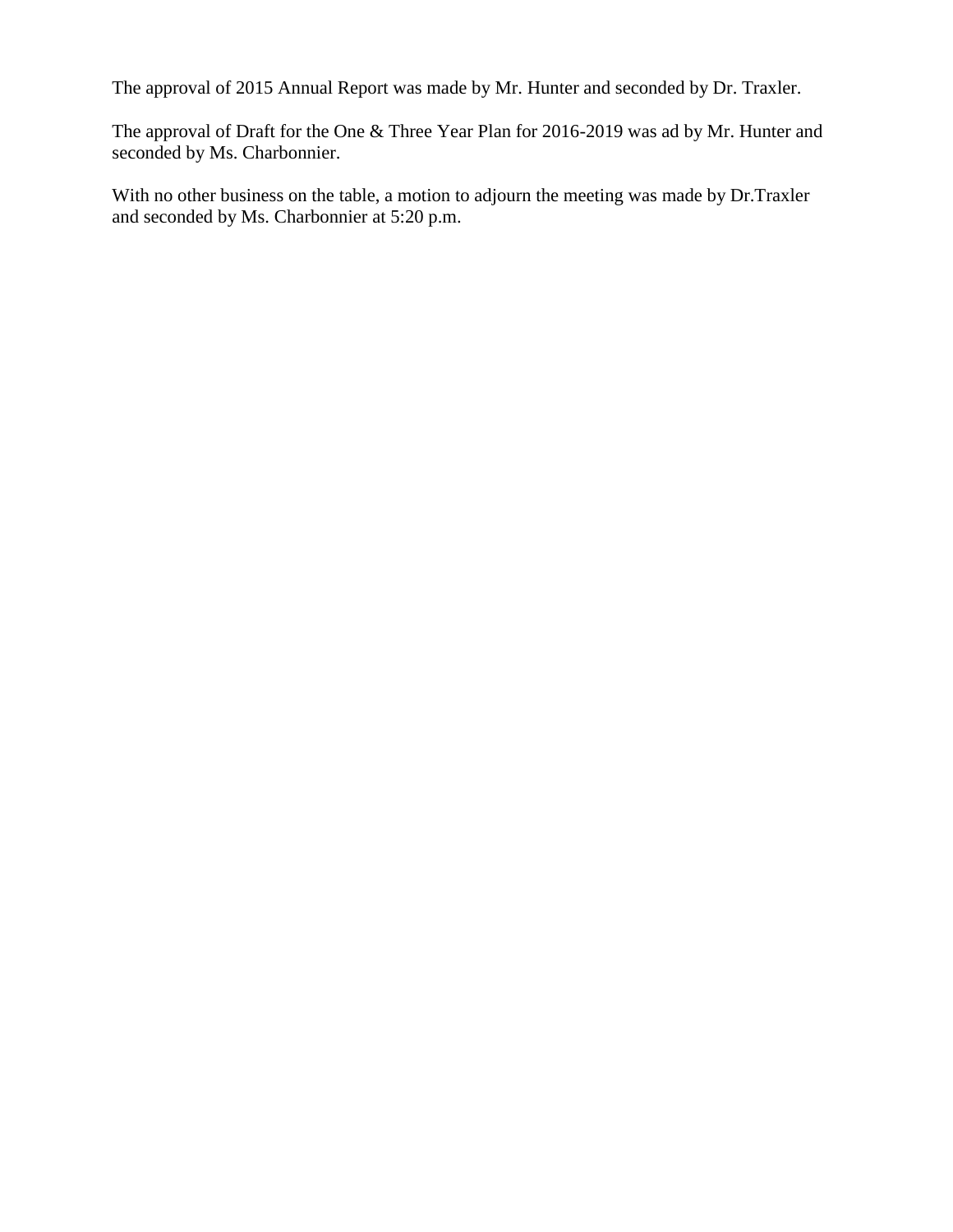The approval of 2015 Annual Report was made by Mr. Hunter and seconded by Dr. Traxler.

The approval of Draft for the One & Three Year Plan for 2016-2019 was ad by Mr. Hunter and seconded by Ms. Charbonnier.

With no other business on the table, a motion to adjourn the meeting was made by Dr.Traxler and seconded by Ms. Charbonnier at 5:20 p.m.